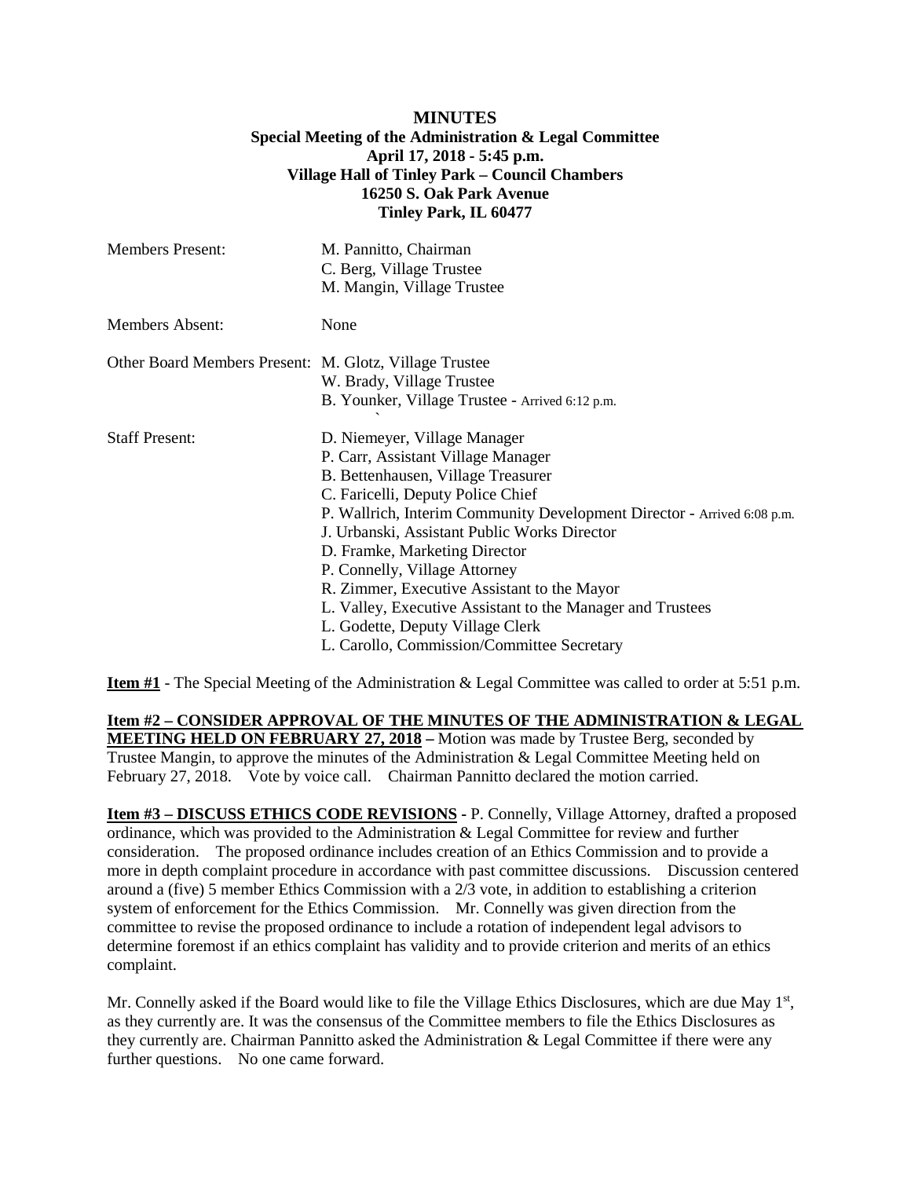**MINUTES**
**Special Meeting of the Administration & Legal Committee**
**April 17, 2018 - 5:45 p.m.**
**Village Hall of Tinley Park – Council Chambers**
**16250 S. Oak Park Avenue**
**Tinley Park, IL 60477**

| | |
|---|---|
| Members Present: | M. Pannitto, Chairman<br>C. Berg, Village Trustee<br>M. Mangin, Village Trustee |
| Members Absent: | None |
| Other Board Members Present: | M. Glotz, Village Trustee<br>W. Brady, Village Trustee<br>B. Younker, Village Trustee - Arrived 6:12 p.m. |
| Staff Present: | D. Niemeyer, Village Manager<br>P. Carr, Assistant Village Manager<br>B. Bettenhausen, Village Treasurer<br>C. Faricelli, Deputy Police Chief<br>P. Wallrich, Interim Community Development Director - Arrived 6:08 p.m.<br>J. Urbanski, Assistant Public Works Director<br>D. Framke, Marketing Director<br>P. Connelly, Village Attorney<br>R. Zimmer, Executive Assistant to the Mayor<br>L. Valley, Executive Assistant to the Manager and Trustees<br>L. Godette, Deputy Village Clerk<br>L. Carollo, Commission/Committee Secretary |

**Item #1** - The Special Meeting of the Administration & Legal Committee was called to order at 5:51 p.m.

**Item #2 – CONSIDER APPROVAL OF THE MINUTES OF THE ADMINISTRATION & LEGAL MEETING HELD ON FEBRUARY 27, 2018 –** Motion was made by Trustee Berg, seconded by Trustee Mangin, to approve the minutes of the Administration & Legal Committee Meeting held on February 27, 2018. Vote by voice call. Chairman Pannitto declared the motion carried.

**Item #3 – DISCUSS ETHICS CODE REVISIONS** - P. Connelly, Village Attorney, drafted a proposed ordinance, which was provided to the Administration & Legal Committee for review and further consideration. The proposed ordinance includes creation of an Ethics Commission and to provide a more in depth complaint procedure in accordance with past committee discussions. Discussion centered around a (five) 5 member Ethics Commission with a 2/3 vote, in addition to establishing a criterion system of enforcement for the Ethics Commission. Mr. Connelly was given direction from the committee to revise the proposed ordinance to include a rotation of independent legal advisors to determine foremost if an ethics complaint has validity and to provide criterion and merits of an ethics complaint.

Mr. Connelly asked if the Board would like to file the Village Ethics Disclosures, which are due May 1st, as they currently are. It was the consensus of the Committee members to file the Ethics Disclosures as they currently are. Chairman Pannitto asked the Administration & Legal Committee if there were any further questions. No one came forward.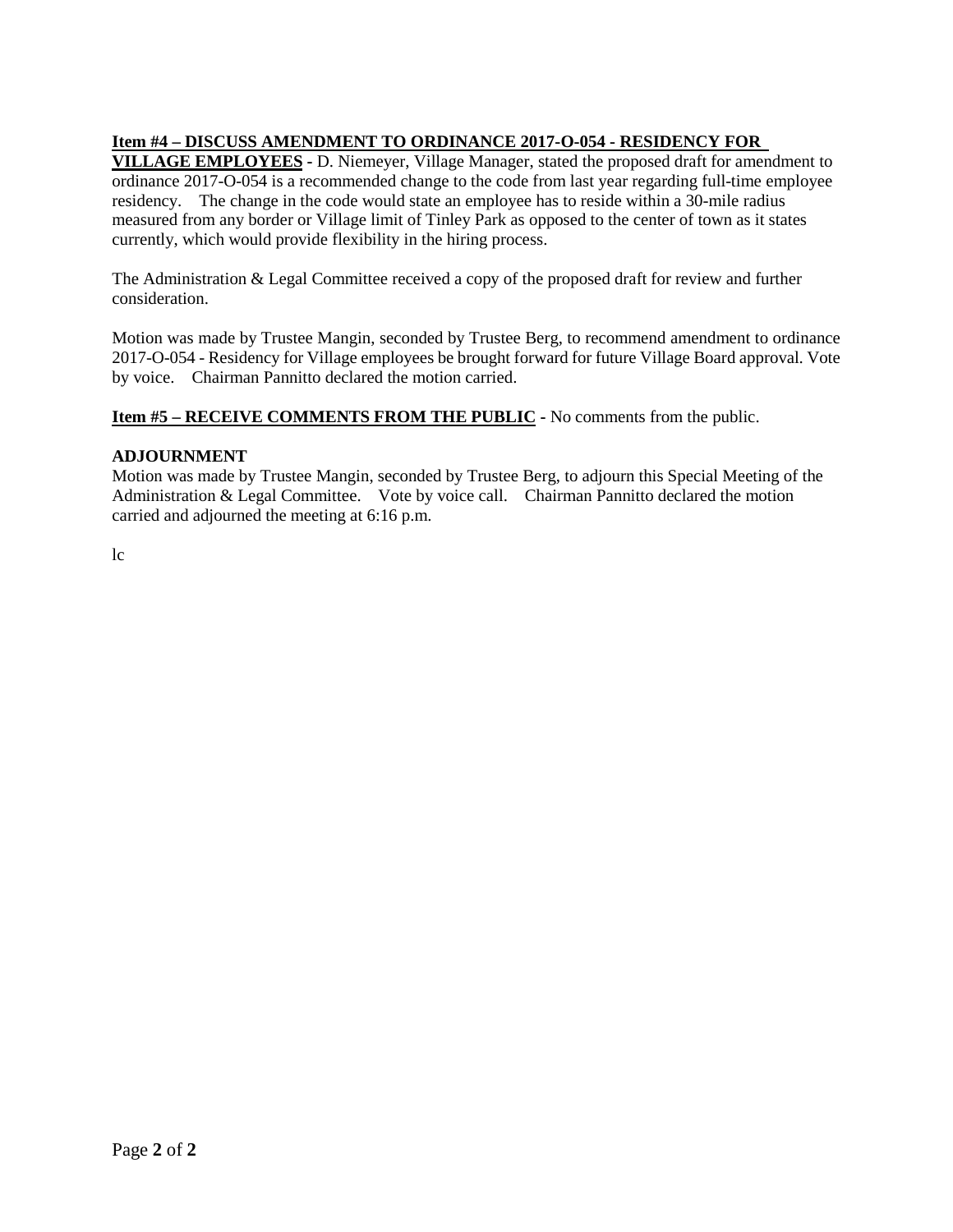**Item #4 – DISCUSS AMENDMENT TO ORDINANCE 2017-O-054 - RESIDENCY FOR VILLAGE EMPLOYEES** - D. Niemeyer, Village Manager, stated the proposed draft for amendment to ordinance 2017-O-054 is a recommended change to the code from last year regarding full-time employee residency. The change in the code would state an employee has to reside within a 30-mile radius measured from any border or Village limit of Tinley Park as opposed to the center of town as it states currently, which would provide flexibility in the hiring process.

The Administration & Legal Committee received a copy of the proposed draft for review and further consideration.

Motion was made by Trustee Mangin, seconded by Trustee Berg, to recommend amendment to ordinance 2017-O-054 - Residency for Village employees be brought forward for future Village Board approval. Vote by voice. Chairman Pannitto declared the motion carried.

**Item #5 – RECEIVE COMMENTS FROM THE PUBLIC** - No comments from the public.

**ADJOURNMENT**

Motion was made by Trustee Mangin, seconded by Trustee Berg, to adjourn this Special Meeting of the Administration & Legal Committee. Vote by voice call. Chairman Pannitto declared the motion carried and adjourned the meeting at 6:16 p.m.

lc